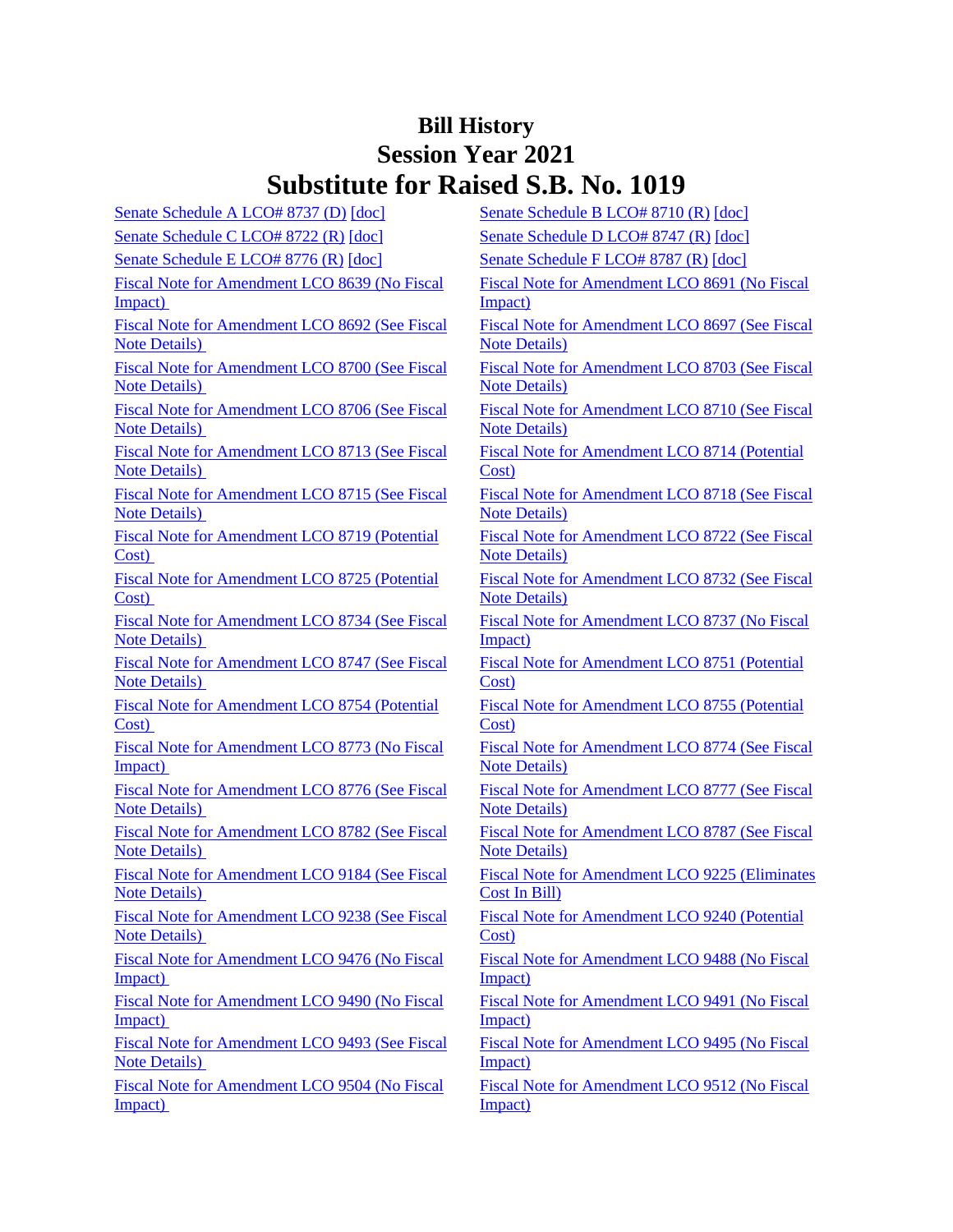# Bill History
## Session Year 2021
# Substitute for Raised S.B. No. 1019

Senate Schedule A LCO# 8737 (D) [doc]

Senate Schedule B LCO# 8710 (R) [doc]

Senate Schedule C LCO# 8722 (R) [doc]

Senate Schedule D LCO# 8747 (R) [doc]

Senate Schedule E LCO# 8776 (R) [doc]

Senate Schedule F LCO# 8787 (R) [doc]

Fiscal Note for Amendment LCO 8639 (No Fiscal Impact)

Fiscal Note for Amendment LCO 8691 (No Fiscal Impact)

Fiscal Note for Amendment LCO 8692 (See Fiscal Note Details)

Fiscal Note for Amendment LCO 8697 (See Fiscal Note Details)

Fiscal Note for Amendment LCO 8700 (See Fiscal Note Details)

Fiscal Note for Amendment LCO 8703 (See Fiscal Note Details)

Fiscal Note for Amendment LCO 8706 (See Fiscal Note Details)

Fiscal Note for Amendment LCO 8710 (See Fiscal Note Details)

Fiscal Note for Amendment LCO 8713 (See Fiscal Note Details)

Fiscal Note for Amendment LCO 8714 (Potential Cost)

Fiscal Note for Amendment LCO 8715 (See Fiscal Note Details)

Fiscal Note for Amendment LCO 8718 (See Fiscal Note Details)

Fiscal Note for Amendment LCO 8719 (Potential Cost)

Fiscal Note for Amendment LCO 8722 (See Fiscal Note Details)

Fiscal Note for Amendment LCO 8725 (Potential Cost)

Fiscal Note for Amendment LCO 8732 (See Fiscal Note Details)

Fiscal Note for Amendment LCO 8734 (See Fiscal Note Details)

Fiscal Note for Amendment LCO 8737 (No Fiscal Impact)

Fiscal Note for Amendment LCO 8747 (See Fiscal Note Details)

Fiscal Note for Amendment LCO 8751 (Potential Cost)

Fiscal Note for Amendment LCO 8754 (Potential Cost)

Fiscal Note for Amendment LCO 8755 (Potential Cost)

Fiscal Note for Amendment LCO 8773 (No Fiscal Impact)

Fiscal Note for Amendment LCO 8774 (See Fiscal Note Details)

Fiscal Note for Amendment LCO 8776 (See Fiscal Note Details)

Fiscal Note for Amendment LCO 8777 (See Fiscal Note Details)

Fiscal Note for Amendment LCO 8782 (See Fiscal Note Details)

Fiscal Note for Amendment LCO 8787 (See Fiscal Note Details)

Fiscal Note for Amendment LCO 9184 (See Fiscal Note Details)

Fiscal Note for Amendment LCO 9225 (Eliminates Cost In Bill)

Fiscal Note for Amendment LCO 9238 (See Fiscal Note Details)

Fiscal Note for Amendment LCO 9240 (Potential Cost)

Fiscal Note for Amendment LCO 9476 (No Fiscal Impact)

Fiscal Note for Amendment LCO 9488 (No Fiscal Impact)

Fiscal Note for Amendment LCO 9490 (No Fiscal Impact)

Fiscal Note for Amendment LCO 9491 (No Fiscal Impact)

Fiscal Note for Amendment LCO 9493 (See Fiscal Note Details)

Fiscal Note for Amendment LCO 9495 (No Fiscal Impact)

Fiscal Note for Amendment LCO 9504 (No Fiscal Impact)

Fiscal Note for Amendment LCO 9512 (No Fiscal Impact)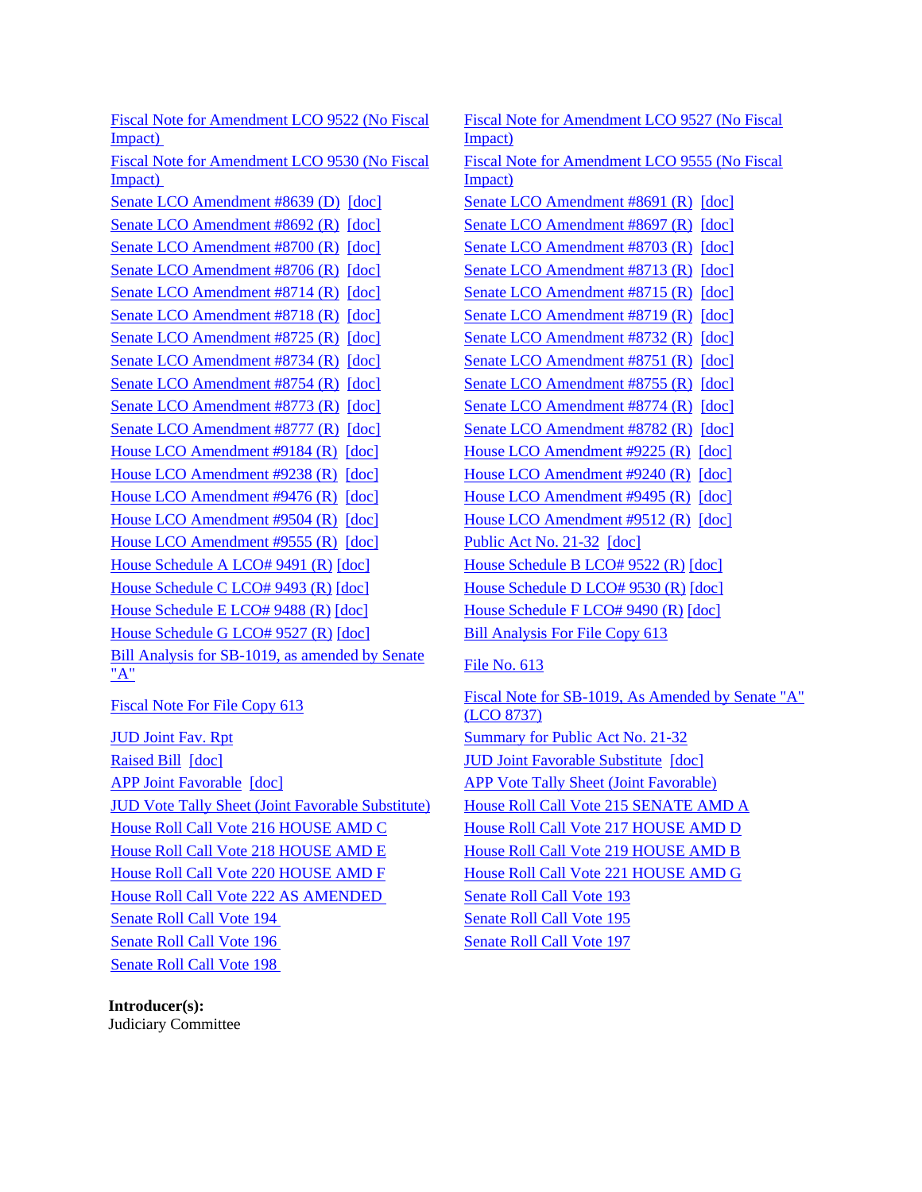Fiscal Note for Amendment LCO 9522 (No Fiscal Impact)

Fiscal Note for Amendment LCO 9527 (No Fiscal Impact)

Fiscal Note for Amendment LCO 9530 (No Fiscal Impact)

Fiscal Note for Amendment LCO 9555 (No Fiscal Impact)

Senate LCO Amendment #8639 (D) [doc]

Senate LCO Amendment #8691 (R) [doc]

Senate LCO Amendment #8692 (R) [doc]

Senate LCO Amendment #8697 (R) [doc]

Senate LCO Amendment #8700 (R) [doc]

Senate LCO Amendment #8703 (R) [doc]

Senate LCO Amendment #8706 (R) [doc]

Senate LCO Amendment #8713 (R) [doc]

Senate LCO Amendment #8714 (R) [doc]

Senate LCO Amendment #8715 (R) [doc]

Senate LCO Amendment #8718 (R) [doc]

Senate LCO Amendment #8719 (R) [doc]

Senate LCO Amendment #8725 (R) [doc]

Senate LCO Amendment #8732 (R) [doc]

Senate LCO Amendment #8734 (R) [doc]

Senate LCO Amendment #8751 (R) [doc]

Senate LCO Amendment #8754 (R) [doc]

Senate LCO Amendment #8755 (R) [doc]

Senate LCO Amendment #8773 (R) [doc]

Senate LCO Amendment #8774 (R) [doc]

Senate LCO Amendment #8777 (R) [doc]

Senate LCO Amendment #8782 (R) [doc]

House LCO Amendment #9184 (R) [doc]

House LCO Amendment #9225 (R) [doc]

House LCO Amendment #9238 (R) [doc]

House LCO Amendment #9240 (R) [doc]

House LCO Amendment #9476 (R) [doc]

House LCO Amendment #9495 (R) [doc]

House LCO Amendment #9504 (R) [doc]

House LCO Amendment #9512 (R) [doc]

House LCO Amendment #9555 (R) [doc]

Public Act No. 21-32 [doc]

House Schedule A LCO# 9491 (R) [doc]

House Schedule B LCO# 9522 (R) [doc]

House Schedule C LCO# 9493 (R) [doc]

House Schedule D LCO# 9530 (R) [doc]

House Schedule E LCO# 9488 (R) [doc]

House Schedule F LCO# 9490 (R) [doc]

House Schedule G LCO# 9527 (R) [doc]

Bill Analysis For File Copy 613

Bill Analysis for SB-1019, as amended by Senate "A"

File No. 613

Fiscal Note For File Copy 613

Fiscal Note for SB-1019, As Amended by Senate "A" (LCO 8737)

JUD Joint Fav. Rpt

Summary for Public Act No. 21-32

Raised Bill [doc]

JUD Joint Favorable Substitute [doc]

APP Joint Favorable [doc]

APP Vote Tally Sheet (Joint Favorable)

JUD Vote Tally Sheet (Joint Favorable Substitute)

House Roll Call Vote 215 SENATE AMD A

House Roll Call Vote 216 HOUSE AMD C

House Roll Call Vote 217 HOUSE AMD D

House Roll Call Vote 218 HOUSE AMD E

House Roll Call Vote 219 HOUSE AMD B

House Roll Call Vote 220 HOUSE AMD F

House Roll Call Vote 221 HOUSE AMD G

House Roll Call Vote 222 AS AMENDED

Senate Roll Call Vote 193

Senate Roll Call Vote 194

Senate Roll Call Vote 195

Senate Roll Call Vote 196

Senate Roll Call Vote 197

Senate Roll Call Vote 198

**Introducer(s):**
Judiciary Committee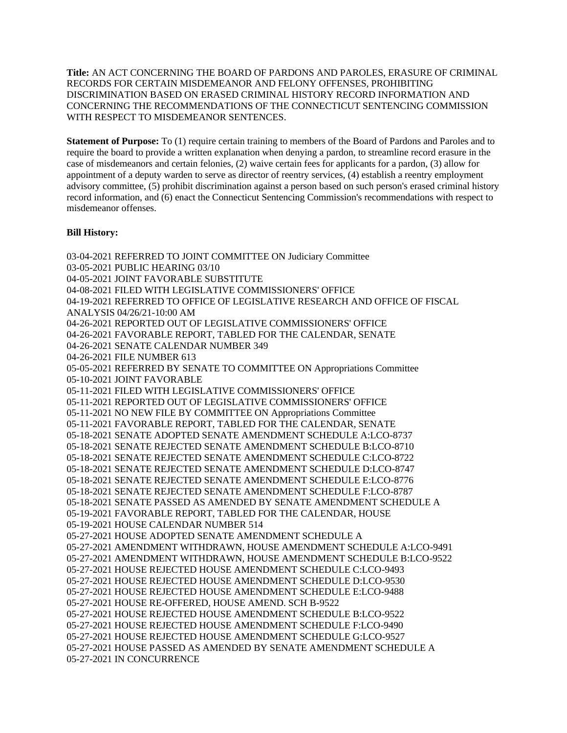**Title:** AN ACT CONCERNING THE BOARD OF PARDONS AND PAROLES, ERASURE OF CRIMINAL RECORDS FOR CERTAIN MISDEMEANOR AND FELONY OFFENSES, PROHIBITING DISCRIMINATION BASED ON ERASED CRIMINAL HISTORY RECORD INFORMATION AND CONCERNING THE RECOMMENDATIONS OF THE CONNECTICUT SENTENCING COMMISSION WITH RESPECT TO MISDEMEANOR SENTENCES.

**Statement of Purpose:** To (1) require certain training to members of the Board of Pardons and Paroles and to require the board to provide a written explanation when denying a pardon, to streamline record erasure in the case of misdemeanors and certain felonies, (2) waive certain fees for applicants for a pardon, (3) allow for appointment of a deputy warden to serve as director of reentry services, (4) establish a reentry employment advisory committee, (5) prohibit discrimination against a person based on such person's erased criminal history record information, and (6) enact the Connecticut Sentencing Commission's recommendations with respect to misdemeanor offenses.

**Bill History:**

03-04-2021 REFERRED TO JOINT COMMITTEE ON Judiciary Committee
03-05-2021 PUBLIC HEARING 03/10
04-05-2021 JOINT FAVORABLE SUBSTITUTE
04-08-2021 FILED WITH LEGISLATIVE COMMISSIONERS' OFFICE
04-19-2021 REFERRED TO OFFICE OF LEGISLATIVE RESEARCH AND OFFICE OF FISCAL ANALYSIS 04/26/21-10:00 AM
04-26-2021 REPORTED OUT OF LEGISLATIVE COMMISSIONERS' OFFICE
04-26-2021 FAVORABLE REPORT, TABLED FOR THE CALENDAR, SENATE
04-26-2021 SENATE CALENDAR NUMBER 349
04-26-2021 FILE NUMBER 613
05-05-2021 REFERRED BY SENATE TO COMMITTEE ON Appropriations Committee
05-10-2021 JOINT FAVORABLE
05-11-2021 FILED WITH LEGISLATIVE COMMISSIONERS' OFFICE
05-11-2021 REPORTED OUT OF LEGISLATIVE COMMISSIONERS' OFFICE
05-11-2021 NO NEW FILE BY COMMITTEE ON Appropriations Committee
05-11-2021 FAVORABLE REPORT, TABLED FOR THE CALENDAR, SENATE
05-18-2021 SENATE ADOPTED SENATE AMENDMENT SCHEDULE A:LCO-8737
05-18-2021 SENATE REJECTED SENATE AMENDMENT SCHEDULE B:LCO-8710
05-18-2021 SENATE REJECTED SENATE AMENDMENT SCHEDULE C:LCO-8722
05-18-2021 SENATE REJECTED SENATE AMENDMENT SCHEDULE D:LCO-8747
05-18-2021 SENATE REJECTED SENATE AMENDMENT SCHEDULE E:LCO-8776
05-18-2021 SENATE REJECTED SENATE AMENDMENT SCHEDULE F:LCO-8787
05-18-2021 SENATE PASSED AS AMENDED BY SENATE AMENDMENT SCHEDULE A
05-19-2021 FAVORABLE REPORT, TABLED FOR THE CALENDAR, HOUSE
05-19-2021 HOUSE CALENDAR NUMBER 514
05-27-2021 HOUSE ADOPTED SENATE AMENDMENT SCHEDULE A
05-27-2021 AMENDMENT WITHDRAWN, HOUSE AMENDMENT SCHEDULE A:LCO-9491
05-27-2021 AMENDMENT WITHDRAWN, HOUSE AMENDMENT SCHEDULE B:LCO-9522
05-27-2021 HOUSE REJECTED HOUSE AMENDMENT SCHEDULE C:LCO-9493
05-27-2021 HOUSE REJECTED HOUSE AMENDMENT SCHEDULE D:LCO-9530
05-27-2021 HOUSE REJECTED HOUSE AMENDMENT SCHEDULE E:LCO-9488
05-27-2021 HOUSE RE-OFFERED, HOUSE AMEND. SCH B-9522
05-27-2021 HOUSE REJECTED HOUSE AMENDMENT SCHEDULE B:LCO-9522
05-27-2021 HOUSE REJECTED HOUSE AMENDMENT SCHEDULE F:LCO-9490
05-27-2021 HOUSE REJECTED HOUSE AMENDMENT SCHEDULE G:LCO-9527
05-27-2021 HOUSE PASSED AS AMENDED BY SENATE AMENDMENT SCHEDULE A
05-27-2021 IN CONCURRENCE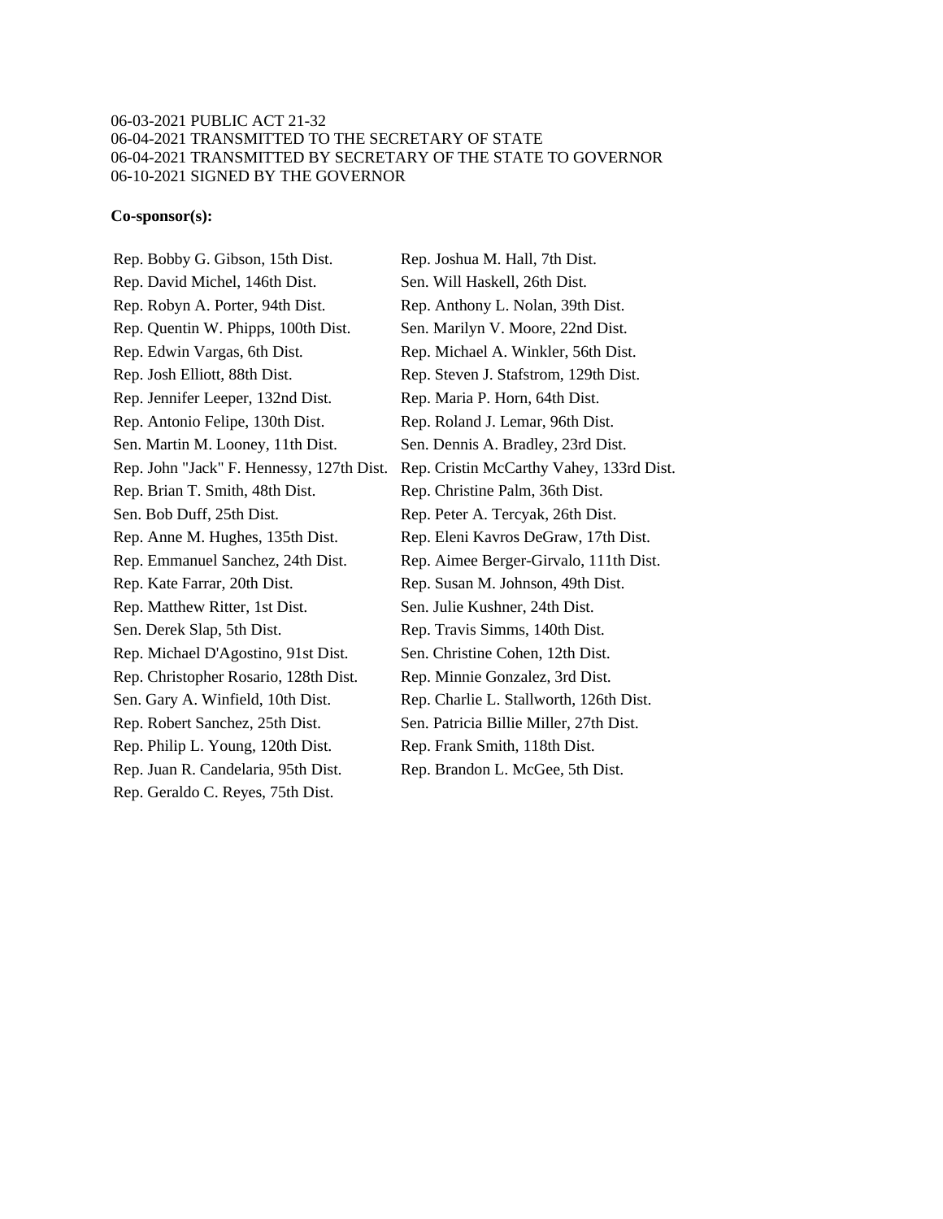06-03-2021 PUBLIC ACT 21-32
06-04-2021 TRANSMITTED TO THE SECRETARY OF STATE
06-04-2021 TRANSMITTED BY SECRETARY OF THE STATE TO GOVERNOR
06-10-2021 SIGNED BY THE GOVERNOR

**Co-sponsor(s):**

Rep. Bobby G. Gibson, 15th Dist.
Rep. David Michel, 146th Dist.
Rep. Robyn A. Porter, 94th Dist.
Rep. Quentin W. Phipps, 100th Dist.
Rep. Edwin Vargas, 6th Dist.
Rep. Josh Elliott, 88th Dist.
Rep. Jennifer Leeper, 132nd Dist.
Rep. Antonio Felipe, 130th Dist.
Sen. Martin M. Looney, 11th Dist.
Rep. John "Jack" F. Hennessy, 127th Dist.
Rep. Brian T. Smith, 48th Dist.
Sen. Bob Duff, 25th Dist.
Rep. Anne M. Hughes, 135th Dist.
Rep. Emmanuel Sanchez, 24th Dist.
Rep. Kate Farrar, 20th Dist.
Rep. Matthew Ritter, 1st Dist.
Sen. Derek Slap, 5th Dist.
Rep. Michael D'Agostino, 91st Dist.
Rep. Christopher Rosario, 128th Dist.
Sen. Gary A. Winfield, 10th Dist.
Rep. Robert Sanchez, 25th Dist.
Rep. Philip L. Young, 120th Dist.
Rep. Juan R. Candelaria, 95th Dist.
Rep. Geraldo C. Reyes, 75th Dist.
Rep. Joshua M. Hall, 7th Dist.
Sen. Will Haskell, 26th Dist.
Rep. Anthony L. Nolan, 39th Dist.
Sen. Marilyn V. Moore, 22nd Dist.
Rep. Michael A. Winkler, 56th Dist.
Rep. Steven J. Stafstrom, 129th Dist.
Rep. Maria P. Horn, 64th Dist.
Rep. Roland J. Lemar, 96th Dist.
Sen. Dennis A. Bradley, 23rd Dist.
Rep. Cristin McCarthy Vahey, 133rd Dist.
Rep. Christine Palm, 36th Dist.
Rep. Peter A. Tercyak, 26th Dist.
Rep. Eleni Kavros DeGraw, 17th Dist.
Rep. Aimee Berger-Girvalo, 111th Dist.
Rep. Susan M. Johnson, 49th Dist.
Sen. Julie Kushner, 24th Dist.
Rep. Travis Simms, 140th Dist.
Sen. Christine Cohen, 12th Dist.
Rep. Minnie Gonzalez, 3rd Dist.
Rep. Charlie L. Stallworth, 126th Dist.
Sen. Patricia Billie Miller, 27th Dist.
Rep. Frank Smith, 118th Dist.
Rep. Brandon L. McGee, 5th Dist.